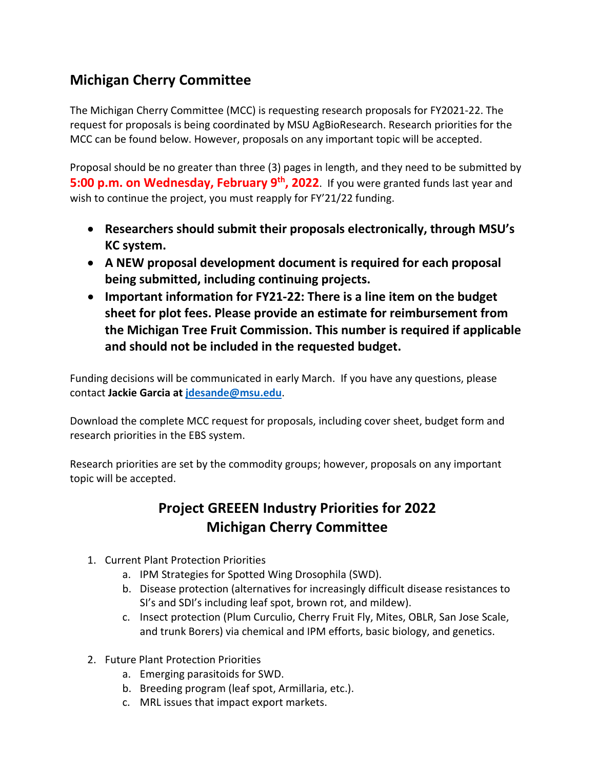## Michigan Cherry Committee

The Michigan Cherry Committee (MCC) is requesting research proposals for FY2021-22. The request for proposals is being coordinated by MSU AgBioResearch. Research priorities for the MCC can be found below. However, proposals on any important topic will be accepted.

Proposal should be no greater than three (3) pages in length, and they need to be submitted by **5:00 p.m. on Wednesday, February 9th, 2022**. If you were granted funds last year and wish to continue the project, you must reapply for FY'21/22 funding.

- **Researchers should submit their proposals electronically, through MSU's KC system.**
- **A NEW proposal development document is required for each proposal being submitted, including continuing projects.**
- **Important information for FY21-22: There is a line item on the budget sheet for plot fees. Please provide an estimate for reimbursement from the Michigan Tree Fruit Commission. This number is required if applicable and should not be included in the requested budget.**

Funding decisions will be communicated in early March. If you have any questions, please contact **Jackie Garcia at [jdesande@msu.edu](mailto:jdesande@msu.edu)**.

Download the complete MCC request for proposals, including cover sheet, budget form and research priorities in the EBS system.

Research priorities are set by the commodity groups; however, proposals on any important topic will be accepted.

## Project GREEEN Industry Priorities for 2022
## Michigan Cherry Committee

1. Current Plant Protection Priorities
   a. IPM Strategies for Spotted Wing Drosophila (SWD).
   b. Disease protection (alternatives for increasingly difficult disease resistances to SI's and SDI's including leaf spot, brown rot, and mildew).
   c. Insect protection (Plum Curculio, Cherry Fruit Fly, Mites, OBLR, San Jose Scale, and trunk Borers) via chemical and IPM efforts, basic biology, and genetics.

2. Future Plant Protection Priorities
   a. Emerging parasitoids for SWD.
   b. Breeding program (leaf spot, Armillaria, etc.).
   c. MRL issues that impact export markets.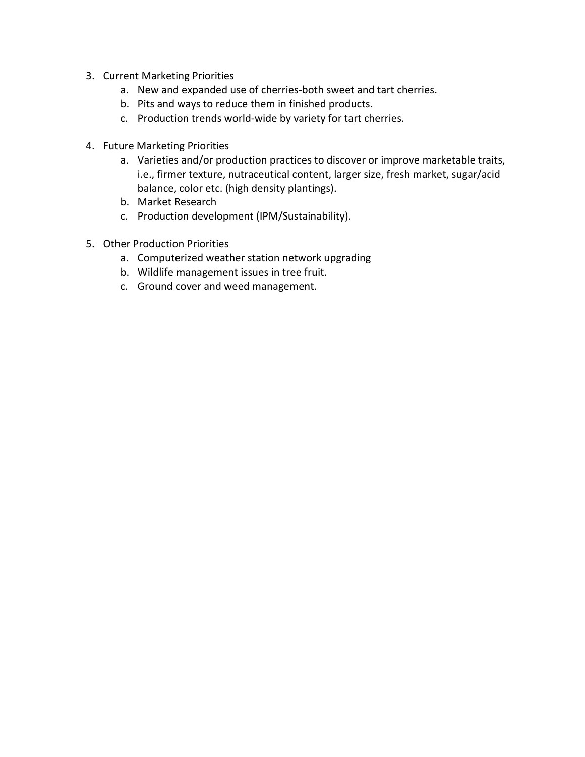3. Current Marketing Priorities
    a. New and expanded use of cherries-both sweet and tart cherries.
    b. Pits and ways to reduce them in finished products.
    c. Production trends world-wide by variety for tart cherries.

4. Future Marketing Priorities
    a. Varieties and/or production practices to discover or improve marketable traits, i.e., firmer texture, nutraceutical content, larger size, fresh market, sugar/acid balance, color etc. (high density plantings).
    b. Market Research
    c. Production development (IPM/Sustainability).

5. Other Production Priorities
    a. Computerized weather station network upgrading
    b. Wildlife management issues in tree fruit.
    c. Ground cover and weed management.